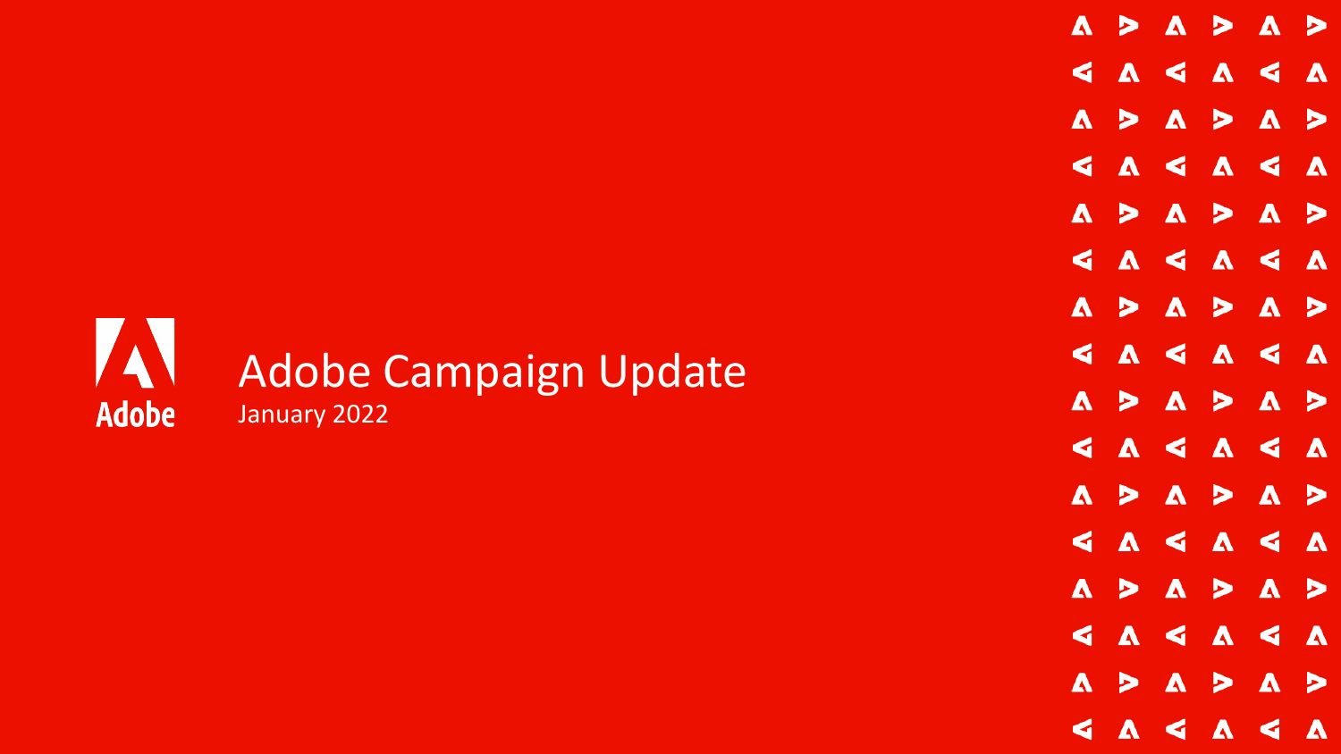Adobe

# Adobe Campaign Update

January 2022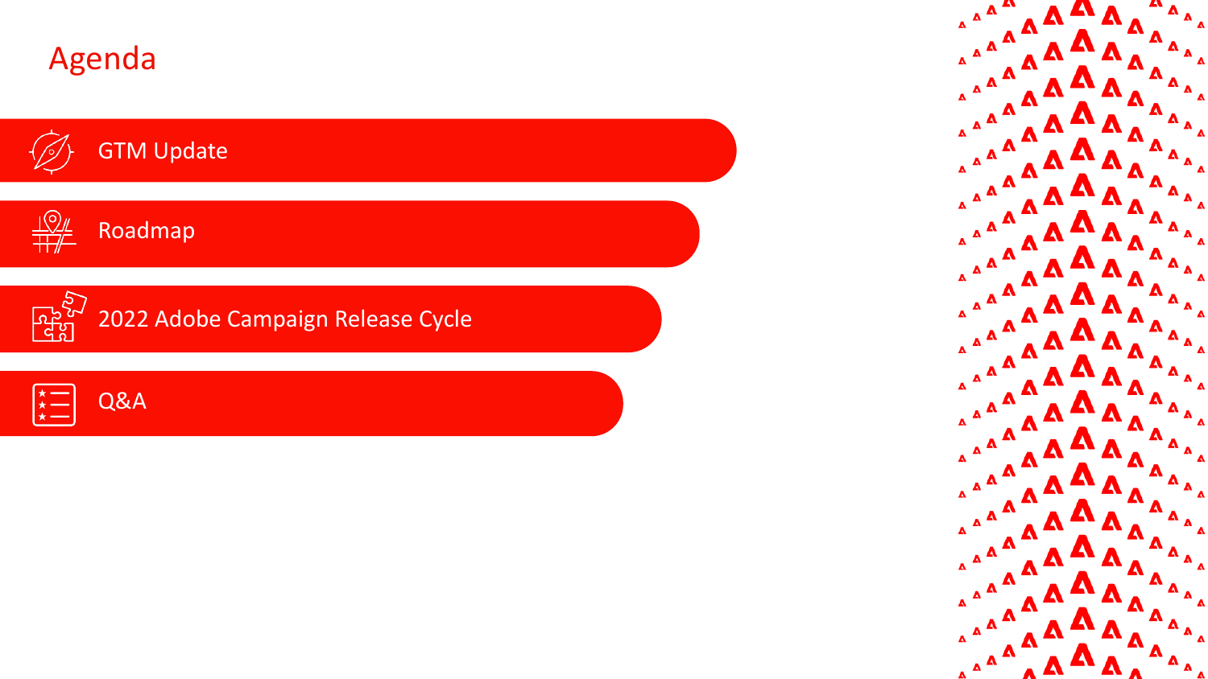# Agenda

- GTM Update
- Roadmap
- 2022 Adobe Campaign Release Cycle
- Q&A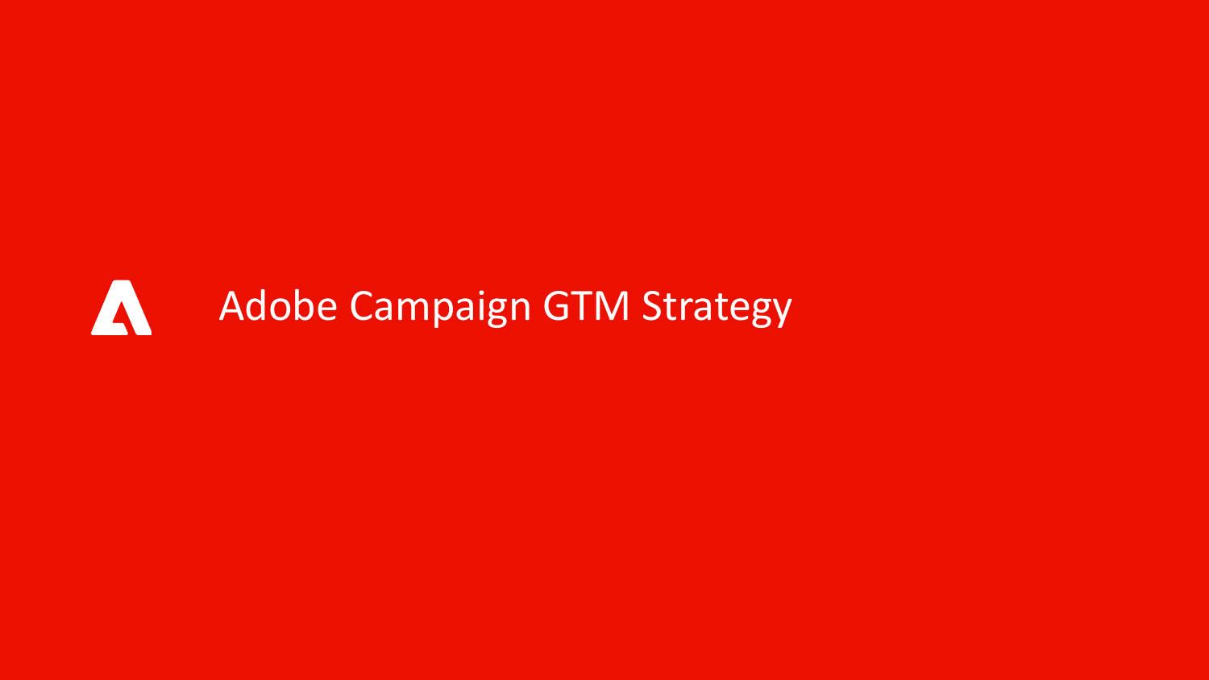# Adobe Campaign GTM Strategy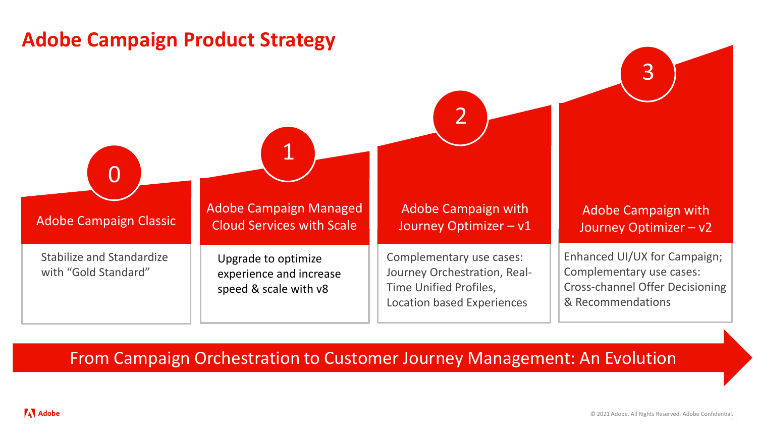# Adobe Campaign Product Strategy

## 0 — Adobe Campaign Classic

Stabilize and Standardize with "Gold Standard"

## 1 — Adobe Campaign Managed Cloud Services with Scale

Upgrade to optimize experience and increase speed & scale with v8

## 2 — Adobe Campaign with Journey Optimizer – v1

Complementary use cases: Journey Orchestration, Real-Time Unified Profiles, Location based Experiences

## 3 — Adobe Campaign with Journey Optimizer – v2

Enhanced UI/UX for Campaign; Complementary use cases: Cross-channel Offer Decisioning & Recommendations

**From Campaign Orchestration to Customer Journey Management: An Evolution**

© 2021 Adobe. All Rights Reserved. Adobe Confidential.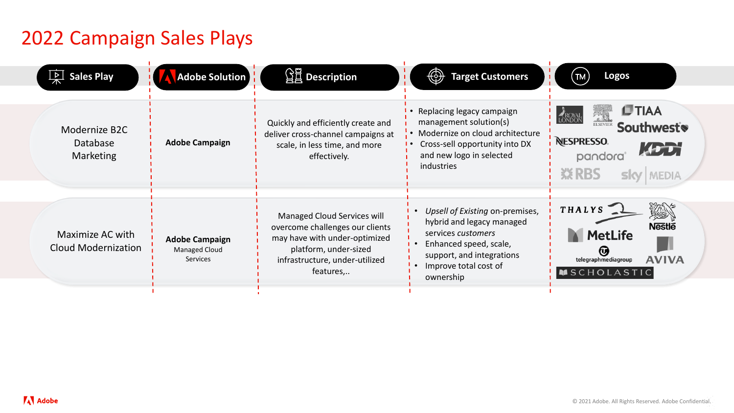# 2022 Campaign Sales Plays

| Sales Play | Adobe Solution | Description | Target Customers | Logos |
|---|---|---|---|---|
| Modernize B2C Database Marketing | **Adobe Campaign** | Quickly and efficiently create and deliver cross-channel campaigns at scale, in less time, and more effectively. | • Replacing legacy campaign management solution(s)<br>• Modernize on cloud architecture<br>• Cross-sell opportunity into DX and new logo in selected industries | Royal London, Elsevier, TIAA, Southwest, Nespresso, KDDI, Pandora, RBS, Sky Media |
| Maximize AC with Cloud Modernization | **Adobe Campaign** Managed Cloud Services | Managed Cloud Services will overcome challenges our clients may have with under-optimized platform, under-sized infrastructure, under-utilized features,.. | • *Upsell of Existing* on-premises, hybrid and legacy managed services *customers*<br>• Enhanced speed, scale, support, and integrations<br>• Improve total cost of ownership | Thalys, Nestlé, MetLife, telegraphmediagroup, Aviva, Scholastic |

© 2021 Adobe. All Rights Reserved. Adobe Confidential.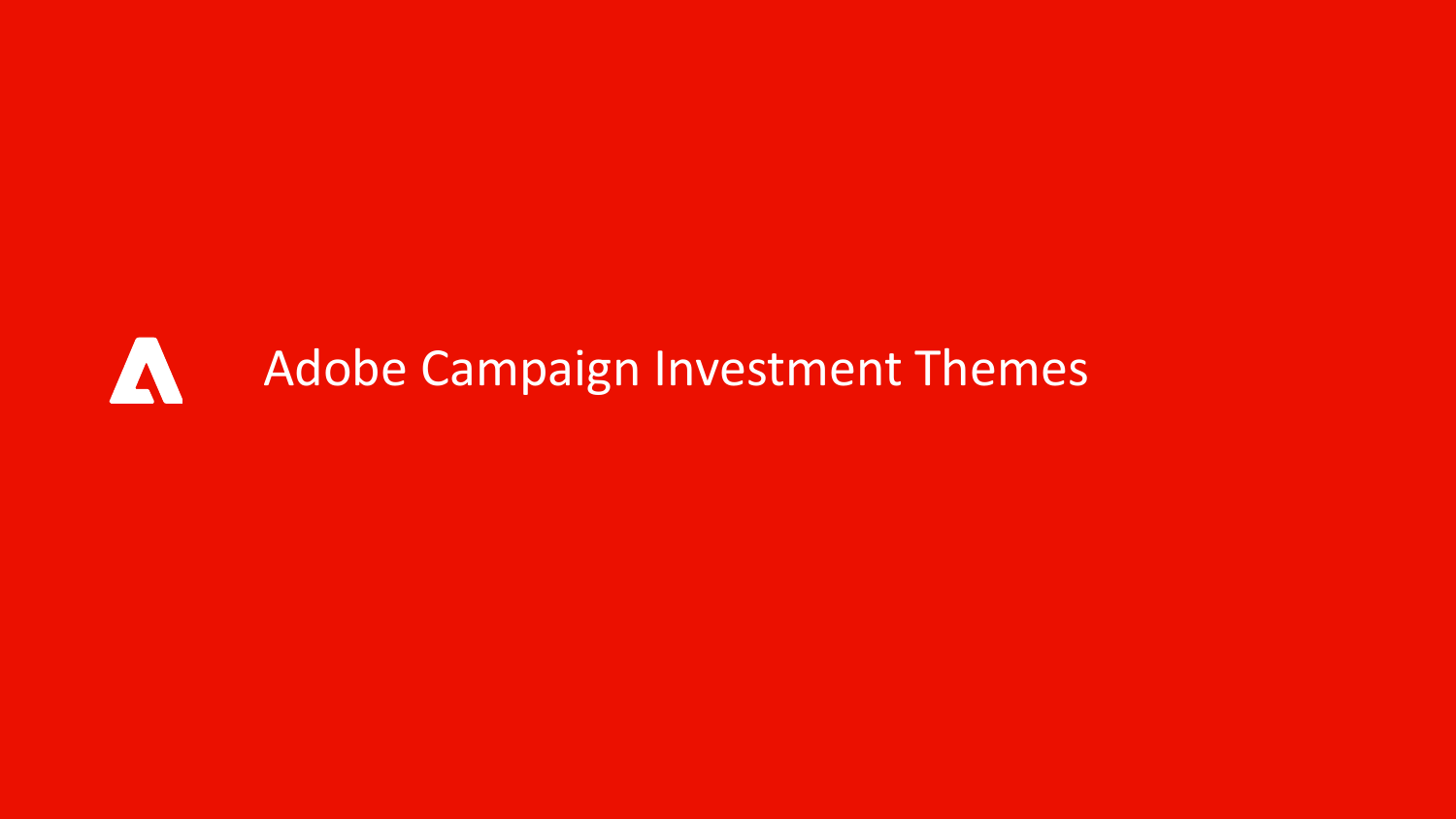# Adobe Campaign Investment Themes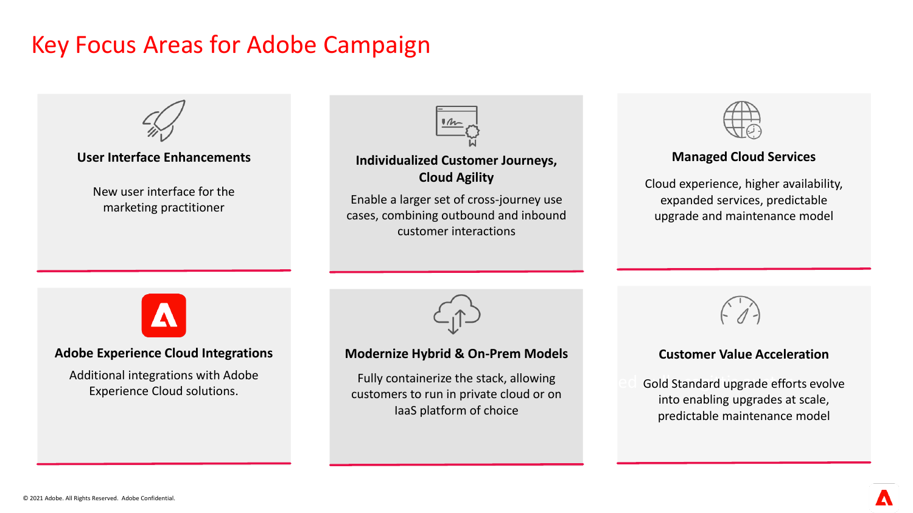# Key Focus Areas for Adobe Campaign

### User Interface Enhancements

New user interface for the marketing practitioner

### Individualized Customer Journeys, Cloud Agility

Enable a larger set of cross-journey use cases, combining outbound and inbound customer interactions

### Managed Cloud Services

Cloud experience, higher availability, expanded services, predictable upgrade and maintenance model

### Adobe Experience Cloud Integrations

Additional integrations with Adobe Experience Cloud solutions.

### Modernize Hybrid & On-Prem Models

Fully containerize the stack, allowing customers to run in private cloud or on IaaS platform of choice

### Customer Value Acceleration

Gold Standard upgrade efforts evolve into enabling upgrades at scale, predictable maintenance model

© 2021 Adobe. All Rights Reserved. Adobe Confidential.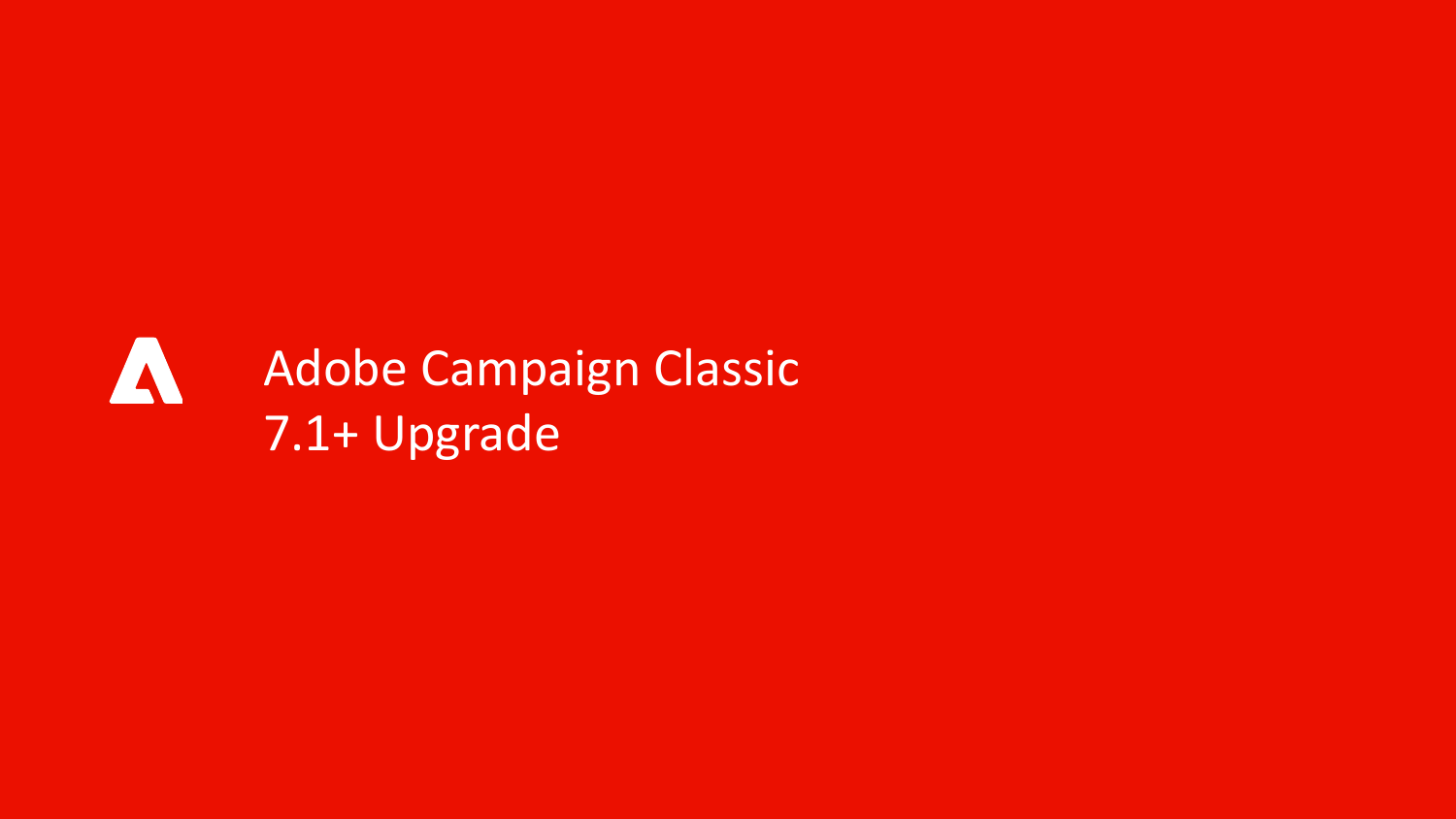# Adobe Campaign Classic 7.1+ Upgrade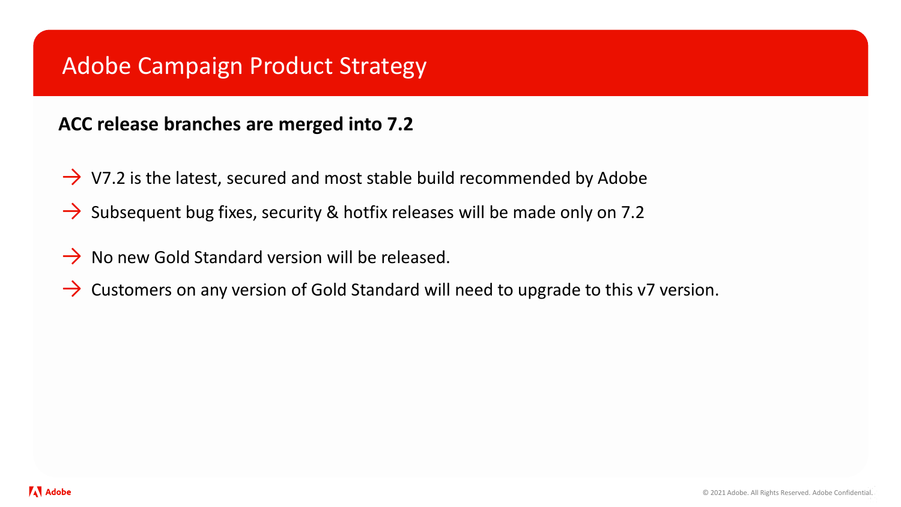# Adobe Campaign Product Strategy

**ACC release branches are merged into 7.2**

- V7.2 is the latest, secured and most stable build recommended by Adobe
- Subsequent bug fixes, security & hotfix releases will be made only on 7.2
- No new Gold Standard version will be released.
- Customers on any version of Gold Standard will need to upgrade to this v7 version.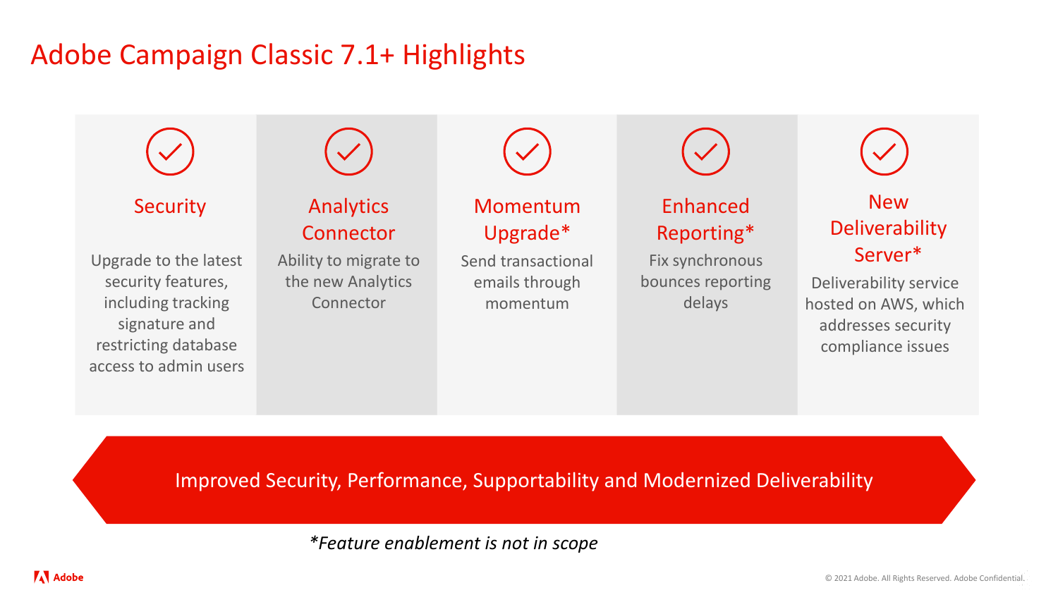# Adobe Campaign Classic 7.1+ Highlights

### Security

Upgrade to the latest security features, including tracking signature and restricting database access to admin users

### Analytics Connector

Ability to migrate to the new Analytics Connector

### Momentum Upgrade*

Send transactional emails through momentum

### Enhanced Reporting*

Fix synchronous bounces reporting delays

### New Deliverability Server*

Deliverability service hosted on AWS, which addresses security compliance issues

**Improved Security, Performance, Supportability and Modernized Deliverability**

*\*Feature enablement is not in scope*

© 2021 Adobe. All Rights Reserved. Adobe Confidential.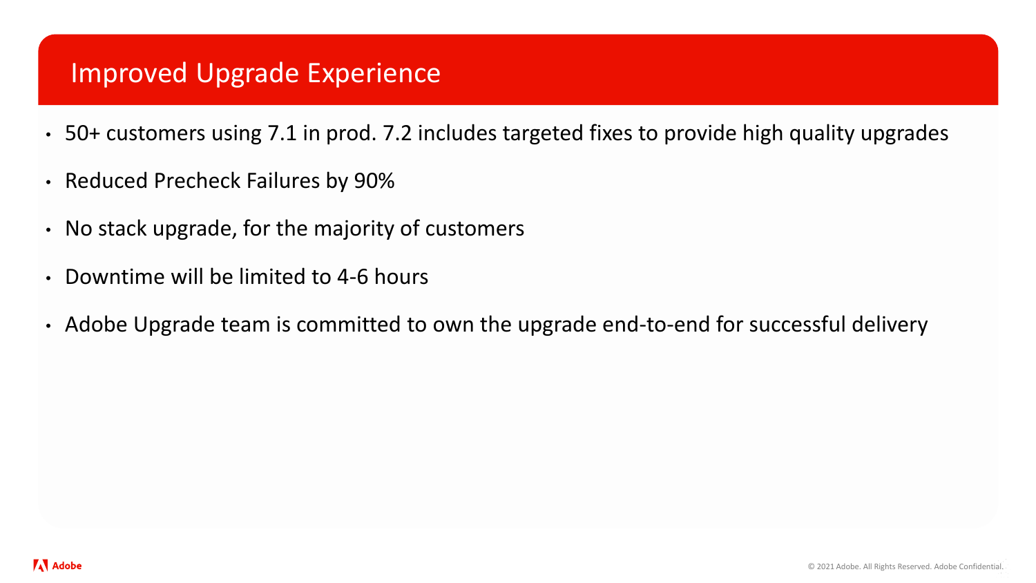# Improved Upgrade Experience

- 50+ customers using 7.1 in prod. 7.2 includes targeted fixes to provide high quality upgrades
- Reduced Precheck Failures by 90%
- No stack upgrade, for the majority of customers
- Downtime will be limited to 4-6 hours
- Adobe Upgrade team is committed to own the upgrade end-to-end for successful delivery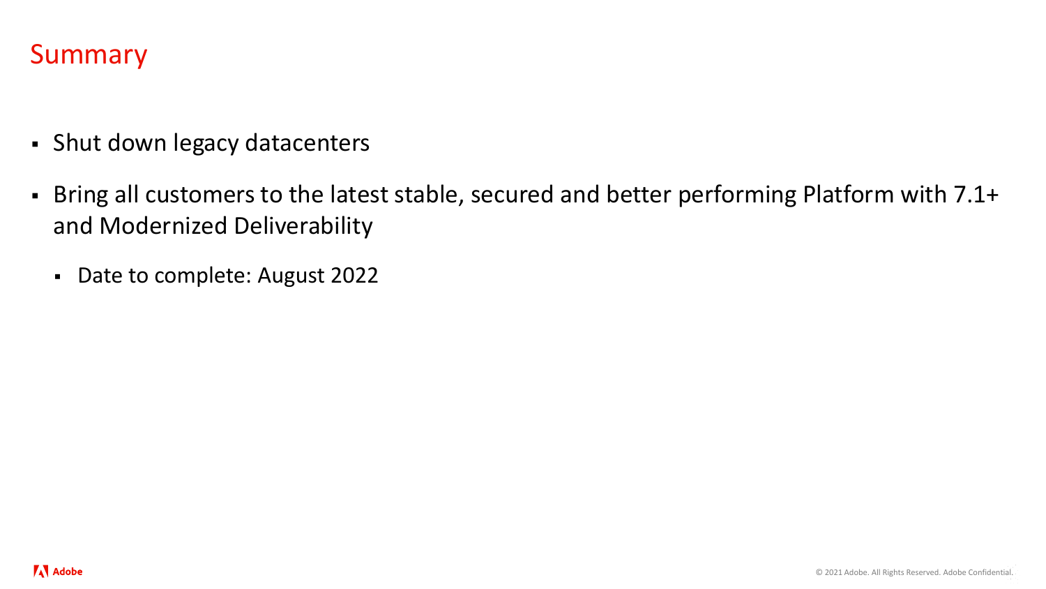# Summary

- Shut down legacy datacenters
- Bring all customers to the latest stable, secured and better performing Platform with 7.1+ and Modernized Deliverability
  - Date to complete: August 2022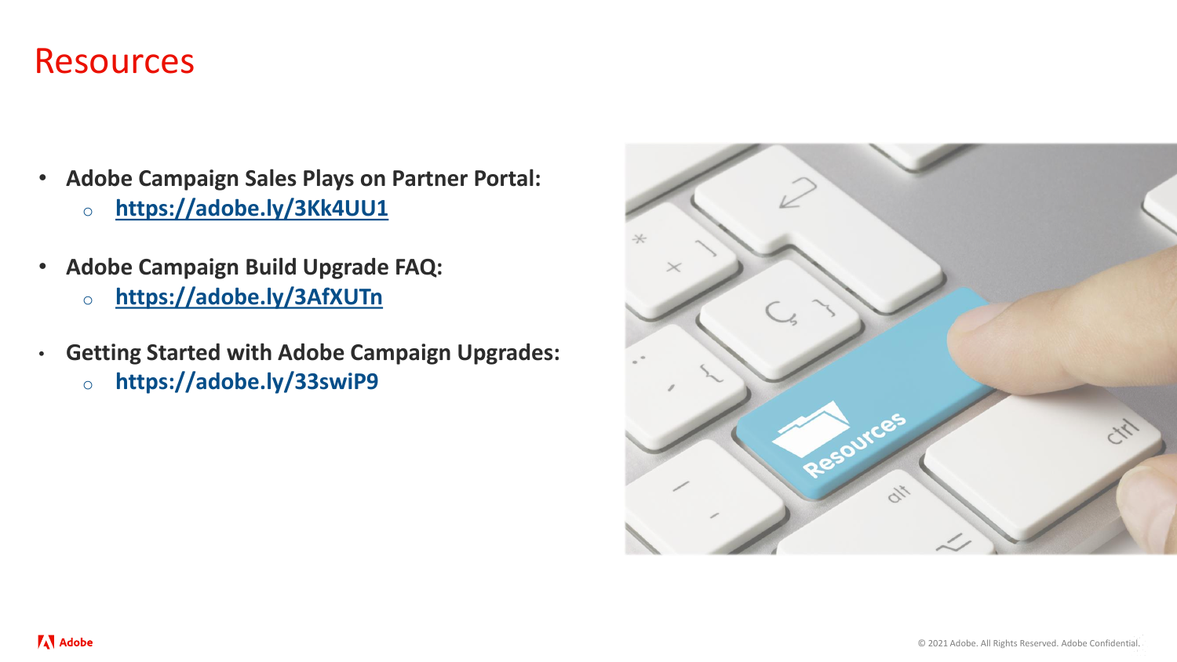# Resources

- **Adobe Campaign Sales Plays on Partner Portal:**
  - **https://adobe.ly/3Kk4UU1**
- **Adobe Campaign Build Upgrade FAQ:**
  - **https://adobe.ly/3AfXUTn**
- **Getting Started with Adobe Campaign Upgrades:**
  - **https://adobe.ly/33swiP9**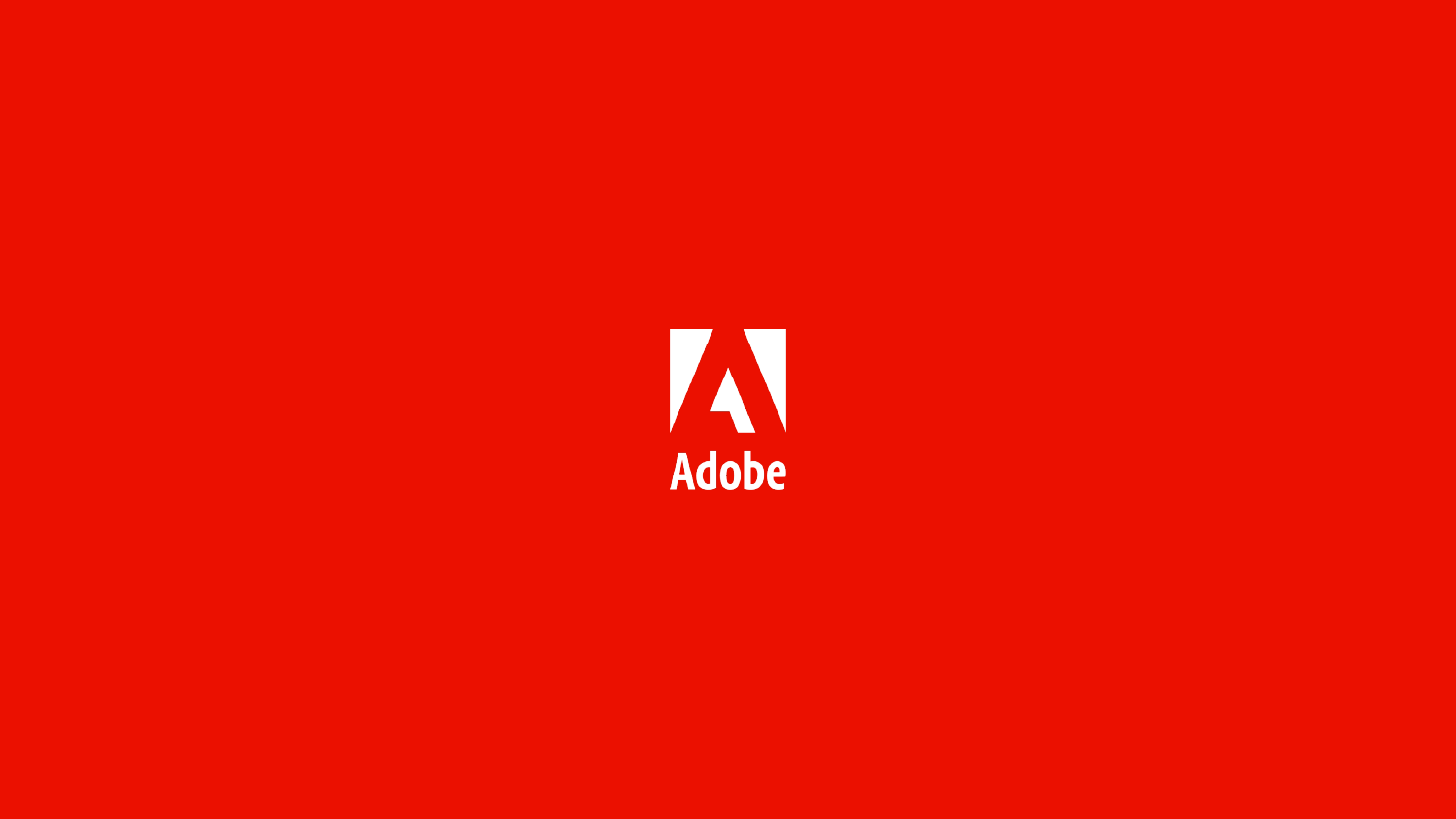Adobe